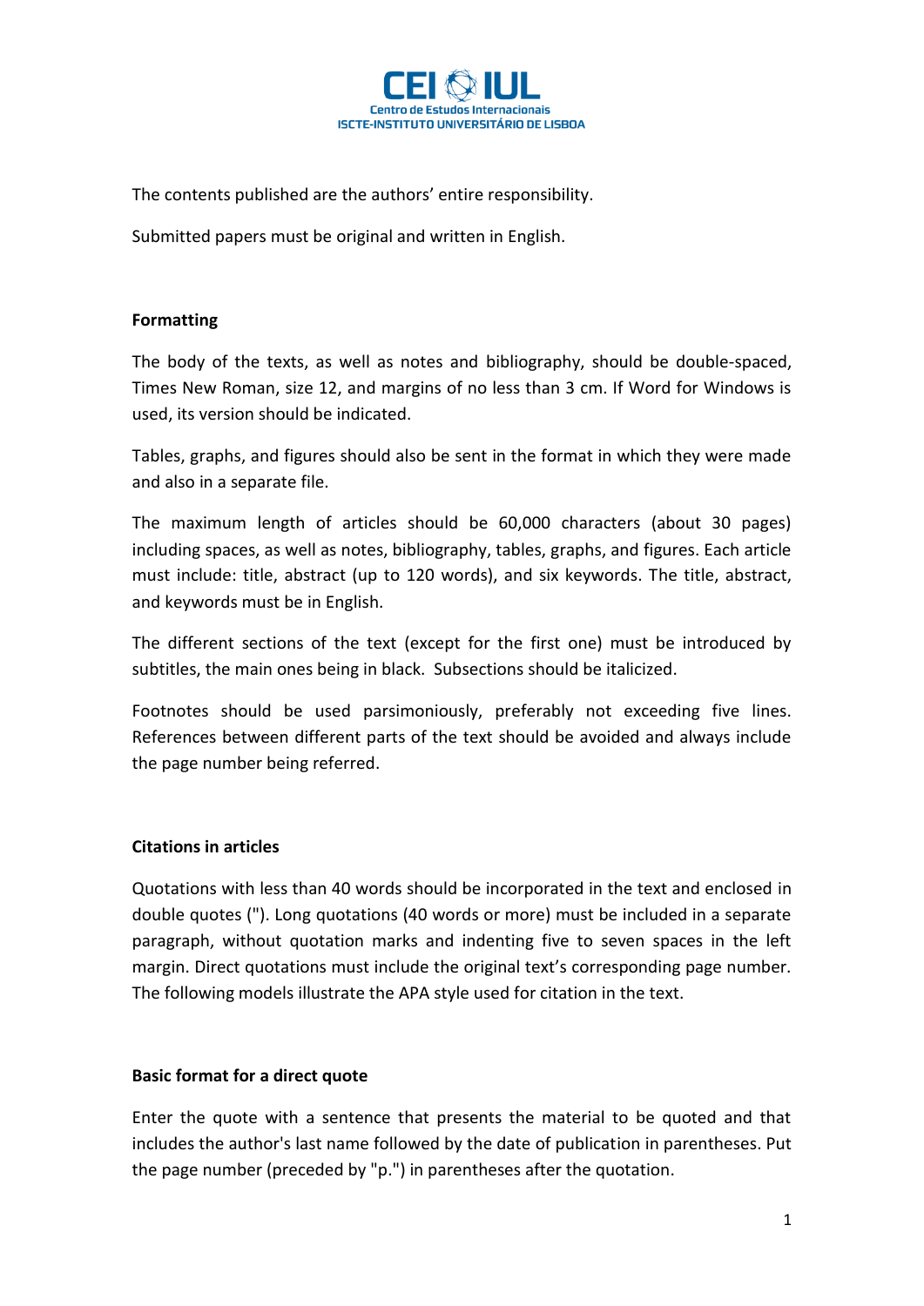The contents published are the authors' entire responsibility.

Submitted papers must be original and written in English.

## Formatting

The body of the texts, as well as notes and bibliography, should be double-spaced, Times New Roman, size 12, and margins of no less than 3 cm. If Word for Windows is used, its version should be indicated.

Tables, graphs, and figures should also be sent in the format in which they were made and also in a separate file.

The maximum length of articles should be 60,000 characters (about 30 pages) including spaces, as well as notes, bibliography, tables, graphs, and figures. Each article must include: title, abstract (up to 120 words), and six keywords. The title, abstract, and keywords must be in English.

The different sections of the text (except for the first one) must be introduced by subtitles, the main ones being in black. Subsections should be italicized.

Footnotes should be used parsimoniously, preferably not exceeding five lines. References between different parts of the text should be avoided and always include the page number being referred.

## Citations in articles

Quotations with less than 40 words should be incorporated in the text and enclosed in double quotes ("). Long quotations (40 words or more) must be included in a separate paragraph, without quotation marks and indenting five to seven spaces in the left margin. Direct quotations must include the original text's corresponding page number. The following models illustrate the APA style used for citation in the text.

## Basic format for a direct quote

Enter the quote with a sentence that presents the material to be quoted and that includes the author's last name followed by the date of publication in parentheses. Put the page number (preceded by "p.") in parentheses after the quotation.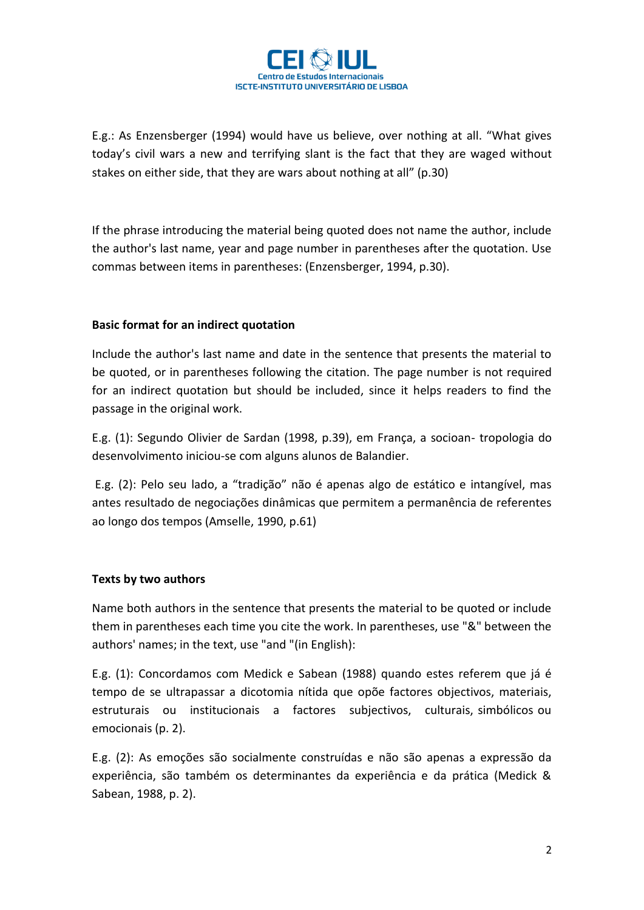E.g.: As Enzensberger (1994) would have us believe, over nothing at all. "What gives today's civil wars a new and terrifying slant is the fact that they are waged without stakes on either side, that they are wars about nothing at all" (p.30)

If the phrase introducing the material being quoted does not name the author, include the author's last name, year and page number in parentheses after the quotation. Use commas between items in parentheses: (Enzensberger, 1994, p.30).

**Basic format for an indirect quotation**

Include the author's last name and date in the sentence that presents the material to be quoted, or in parentheses following the citation. The page number is not required for an indirect quotation but should be included, since it helps readers to find the passage in the original work.

E.g. (1): Segundo Olivier de Sardan (1998, p.39), em França, a socioan- tropologia do desenvolvimento iniciou-se com alguns alunos de Balandier.

E.g. (2): Pelo seu lado, a "tradição" não é apenas algo de estático e intangível, mas antes resultado de negociações dinâmicas que permitem a permanência de referentes ao longo dos tempos (Amselle, 1990, p.61)

**Texts by two authors**

Name both authors in the sentence that presents the material to be quoted or include them in parentheses each time you cite the work. In parentheses, use "&" between the authors' names; in the text, use "and "(in English):

E.g. (1): Concordamos com Medick e Sabean (1988) quando estes referem que já é tempo de se ultrapassar a dicotomia nítida que opõe factores objectivos, materiais, estruturais ou institucionais a factores subjectivos, culturais, simbólicos ou emocionais (p. 2).

E.g. (2): As emoções são socialmente construídas e não são apenas a expressão da experiência, são também os determinantes da experiência e da prática (Medick & Sabean, 1988, p. 2).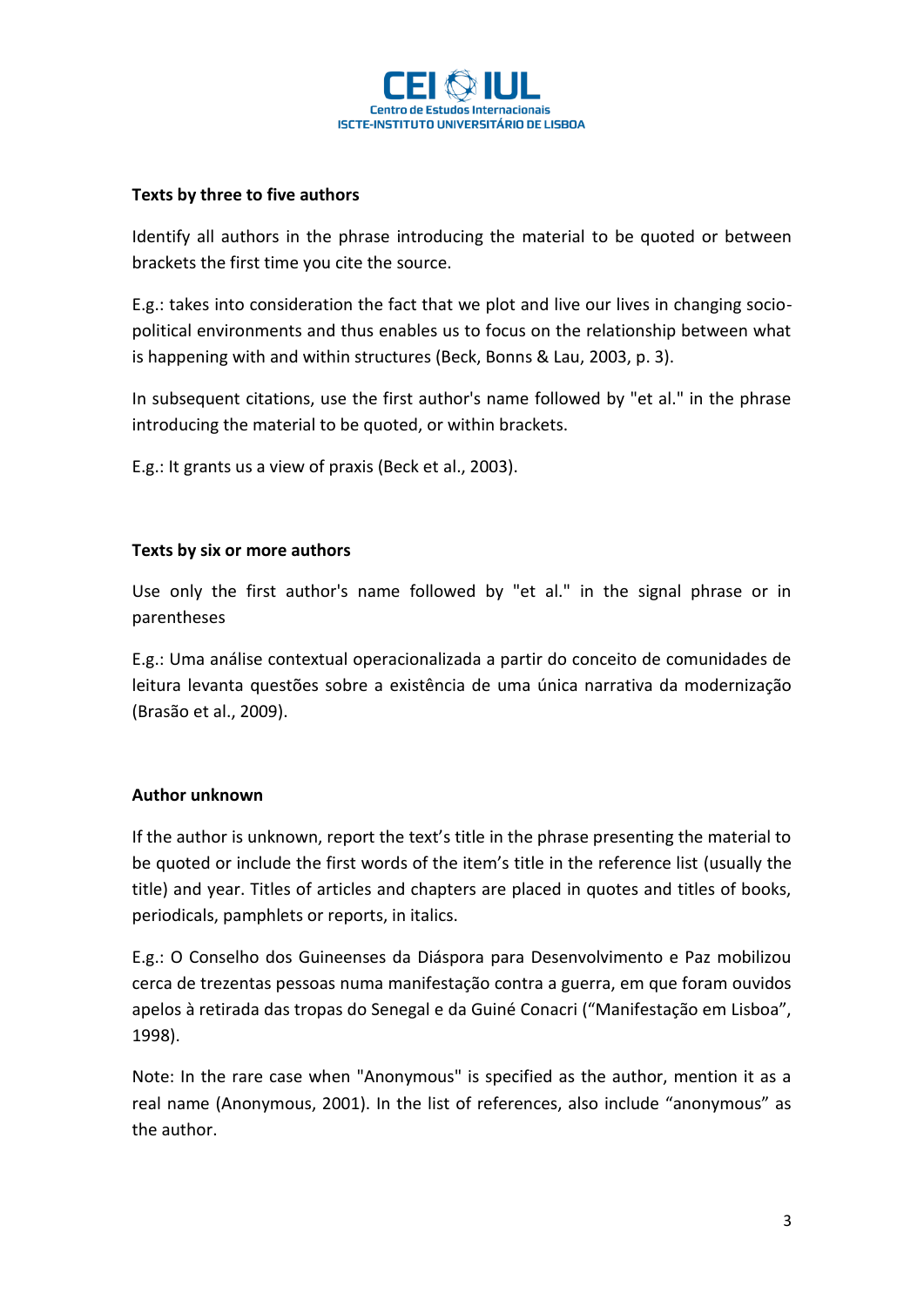**Texts by three to five authors**

Identify all authors in the phrase introducing the material to be quoted or between brackets the first time you cite the source.

E.g.: takes into consideration the fact that we plot and live our lives in changing socio-political environments and thus enables us to focus on the relationship between what is happening with and within structures (Beck, Bonns & Lau, 2003, p. 3).

In subsequent citations, use the first author's name followed by "et al." in the phrase introducing the material to be quoted, or within brackets.

E.g.: It grants us a view of praxis (Beck et al., 2003).

**Texts by six or more authors**

Use only the first author's name followed by "et al." in the signal phrase or in parentheses

E.g.: Uma análise contextual operacionalizada a partir do conceito de comunidades de leitura levanta questões sobre a existência de uma única narrativa da modernização (Brasão et al., 2009).

**Author unknown**

If the author is unknown, report the text's title in the phrase presenting the material to be quoted or include the first words of the item's title in the reference list (usually the title) and year. Titles of articles and chapters are placed in quotes and titles of books, periodicals, pamphlets or reports, in italics.

E.g.: O Conselho dos Guineenses da Diáspora para Desenvolvimento e Paz mobilizou cerca de trezentas pessoas numa manifestação contra a guerra, em que foram ouvidos apelos à retirada das tropas do Senegal e da Guiné Conacri ("Manifestação em Lisboa", 1998).

Note: In the rare case when "Anonymous" is specified as the author, mention it as a real name (Anonymous, 2001). In the list of references, also include "anonymous" as the author.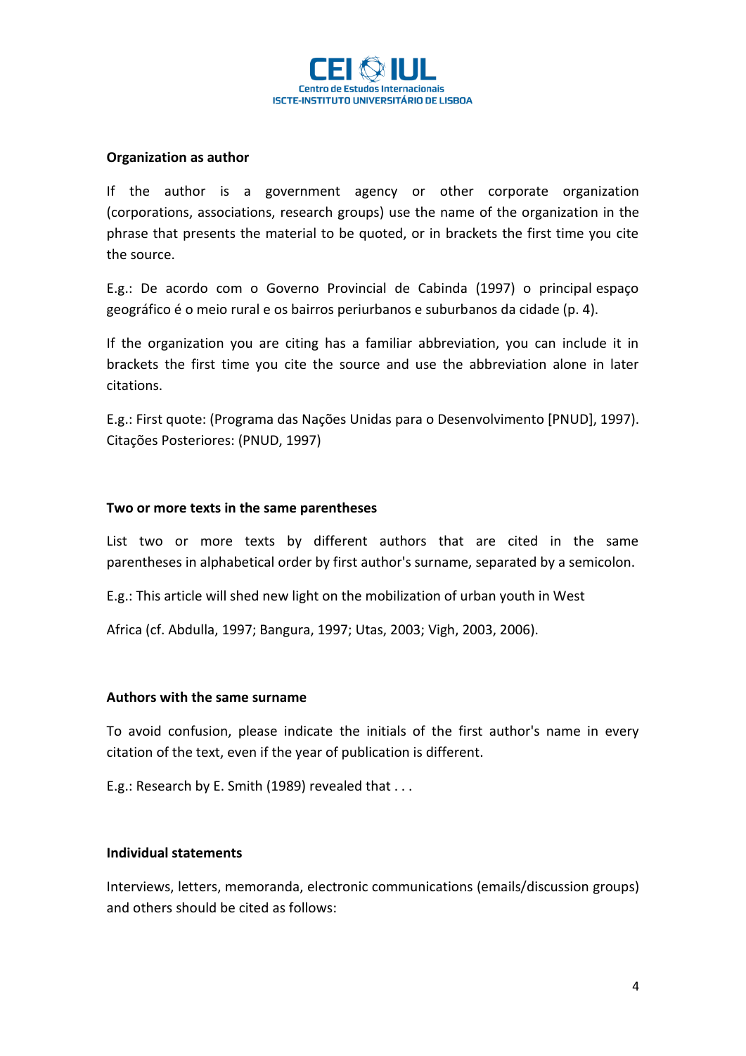**Organization as author**

If the author is a government agency or other corporate organization (corporations, associations, research groups) use the name of the organization in the phrase that presents the material to be quoted, or in brackets the first time you cite the source.

E.g.: De acordo com o Governo Provincial de Cabinda (1997) o principal espaço geográfico é o meio rural e os bairros periurbanos e suburbanos da cidade (p. 4).

If the organization you are citing has a familiar abbreviation, you can include it in brackets the first time you cite the source and use the abbreviation alone in later citations.

E.g.: First quote: (Programa das Nações Unidas para o Desenvolvimento [PNUD], 1997). Citações Posteriores: (PNUD, 1997)

**Two or more texts in the same parentheses**

List two or more texts by different authors that are cited in the same parentheses in alphabetical order by first author's surname, separated by a semicolon.

E.g.: This article will shed new light on the mobilization of urban youth in West

Africa (cf. Abdulla, 1997; Bangura, 1997; Utas, 2003; Vigh, 2003, 2006).

**Authors with the same surname**

To avoid confusion, please indicate the initials of the first author's name in every citation of the text, even if the year of publication is different.

E.g.: Research by E. Smith (1989) revealed that . . .

**Individual statements**

Interviews, letters, memoranda, electronic communications (emails/discussion groups) and others should be cited as follows: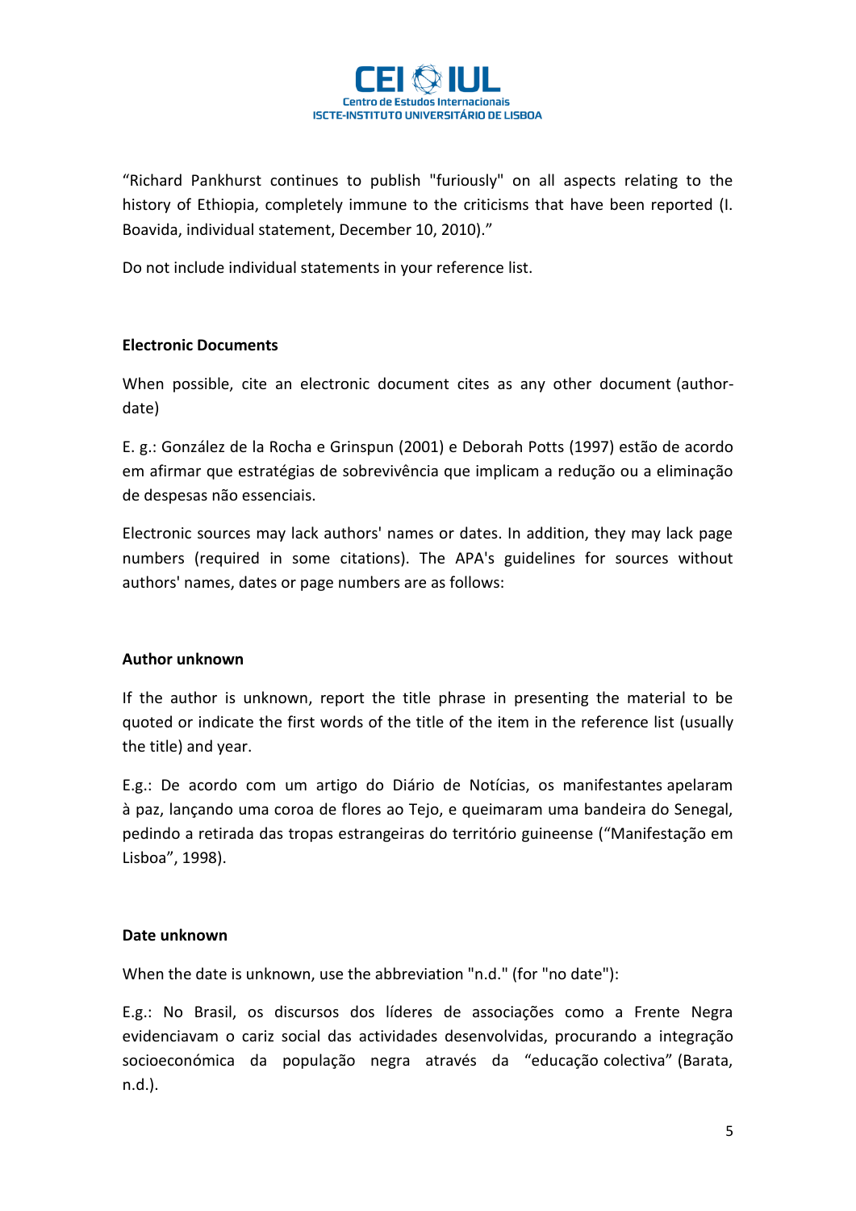“Richard Pankhurst continues to publish "furiously" on all aspects relating to the history of Ethiopia, completely immune to the criticisms that have been reported (I. Boavida, individual statement, December 10, 2010).”

Do not include individual statements in your reference list.

**Electronic Documents**

When possible, cite an electronic document cites as any other document (author-date)

E. g.: González de la Rocha e Grinspun (2001) e Deborah Potts (1997) estão de acordo em afirmar que estratégias de sobrevivência que implicam a redução ou a eliminação de despesas não essenciais.

Electronic sources may lack authors' names or dates. In addition, they may lack page numbers (required in some citations). The APA's guidelines for sources without authors' names, dates or page numbers are as follows:

**Author unknown**

If the author is unknown, report the title phrase in presenting the material to be quoted or indicate the first words of the title of the item in the reference list (usually the title) and year.

E.g.: De acordo com um artigo do Diário de Notícias, os manifestantes apelaram à paz, lançando uma coroa de flores ao Tejo, e queimaram uma bandeira do Senegal, pedindo a retirada das tropas estrangeiras do território guineense (“Manifestação em Lisboa”, 1998).

**Date unknown**

When the date is unknown, use the abbreviation "n.d." (for "no date"):

E.g.: No Brasil, os discursos dos líderes de associações como a Frente Negra evidenciavam o cariz social das actividades desenvolvidas, procurando a integração socioeconómica da população negra através da “educação colectiva” (Barata, n.d.).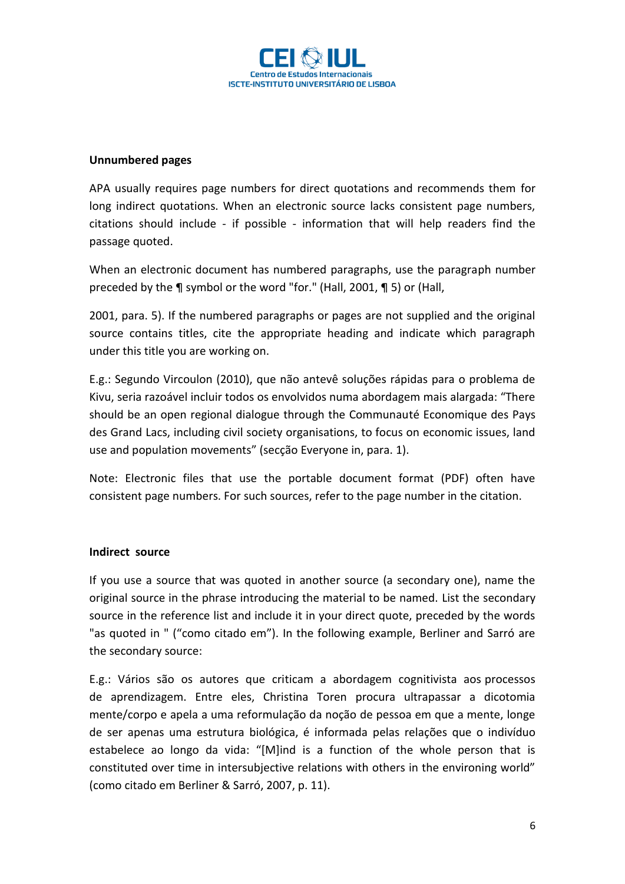**Unnumbered pages**

APA usually requires page numbers for direct quotations and recommends them for long indirect quotations. When an electronic source lacks consistent page numbers, citations should include - if possible - information that will help readers find the passage quoted.

When an electronic document has numbered paragraphs, use the paragraph number preceded by the ¶ symbol or the word "for." (Hall, 2001, ¶ 5) or (Hall,

2001, para. 5). If the numbered paragraphs or pages are not supplied and the original source contains titles, cite the appropriate heading and indicate which paragraph under this title you are working on.

E.g.: Segundo Vircoulon (2010), que não antevê soluções rápidas para o problema de Kivu, seria razoável incluir todos os envolvidos numa abordagem mais alargada: "There should be an open regional dialogue through the Communauté Economique des Pays des Grand Lacs, including civil society organisations, to focus on economic issues, land use and population movements" (secção Everyone in, para. 1).

Note: Electronic files that use the portable document format (PDF) often have consistent page numbers. For such sources, refer to the page number in the citation.

**Indirect source**

If you use a source that was quoted in another source (a secondary one), name the original source in the phrase introducing the material to be named. List the secondary source in the reference list and include it in your direct quote, preceded by the words "as quoted in " ("como citado em"). In the following example, Berliner and Sarró are the secondary source:

E.g.: Vários são os autores que criticam a abordagem cognitivista aos processos de aprendizagem. Entre eles, Christina Toren procura ultrapassar a dicotomia mente/corpo e apela a uma reformulação da noção de pessoa em que a mente, longe de ser apenas uma estrutura biológica, é informada pelas relações que o indivíduo estabelece ao longo da vida: "[M]ind is a function of the whole person that is constituted over time in intersubjective relations with others in the environing world" (como citado em Berliner & Sarró, 2007, p. 11).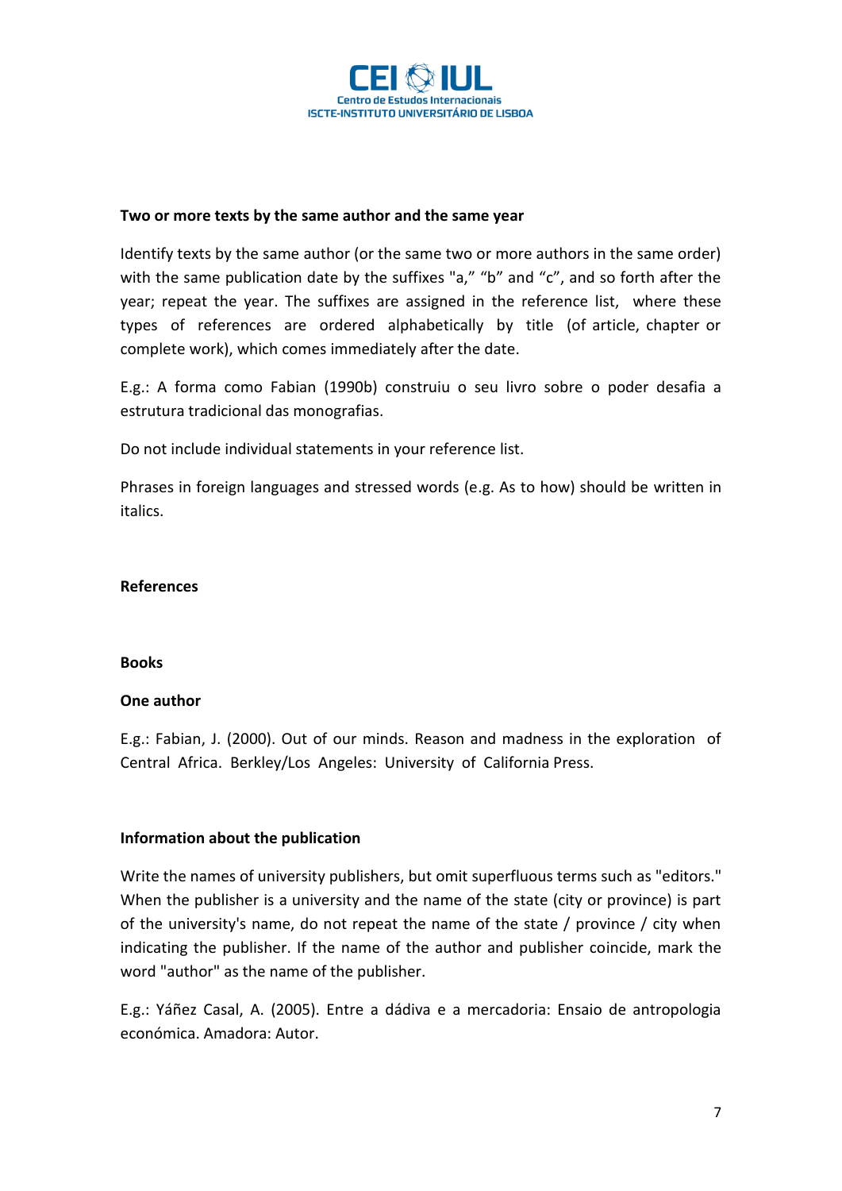**Two or more texts by the same author and the same year**

Identify texts by the same author (or the same two or more authors in the same order) with the same publication date by the suffixes "a," "b" and "c", and so forth after the year; repeat the year. The suffixes are assigned in the reference list, where these types of references are ordered alphabetically by title (of article, chapter or complete work), which comes immediately after the date.

E.g.: A forma como Fabian (1990b) construiu o seu livro sobre o poder desafia a estrutura tradicional das monografias.

Do not include individual statements in your reference list.

Phrases in foreign languages and stressed words (e.g. As to how) should be written in italics.

**References**

**Books**

**One author**

E.g.: Fabian, J. (2000). Out of our minds. Reason and madness in the exploration of Central Africa. Berkley/Los Angeles: University of California Press.

**Information about the publication**

Write the names of university publishers, but omit superfluous terms such as "editors." When the publisher is a university and the name of the state (city or province) is part of the university's name, do not repeat the name of the state / province / city when indicating the publisher. If the name of the author and publisher coincide, mark the word "author" as the name of the publisher.

E.g.: Yáñez Casal, A. (2005). Entre a dádiva e a mercadoria: Ensaio de antropologia económica. Amadora: Autor.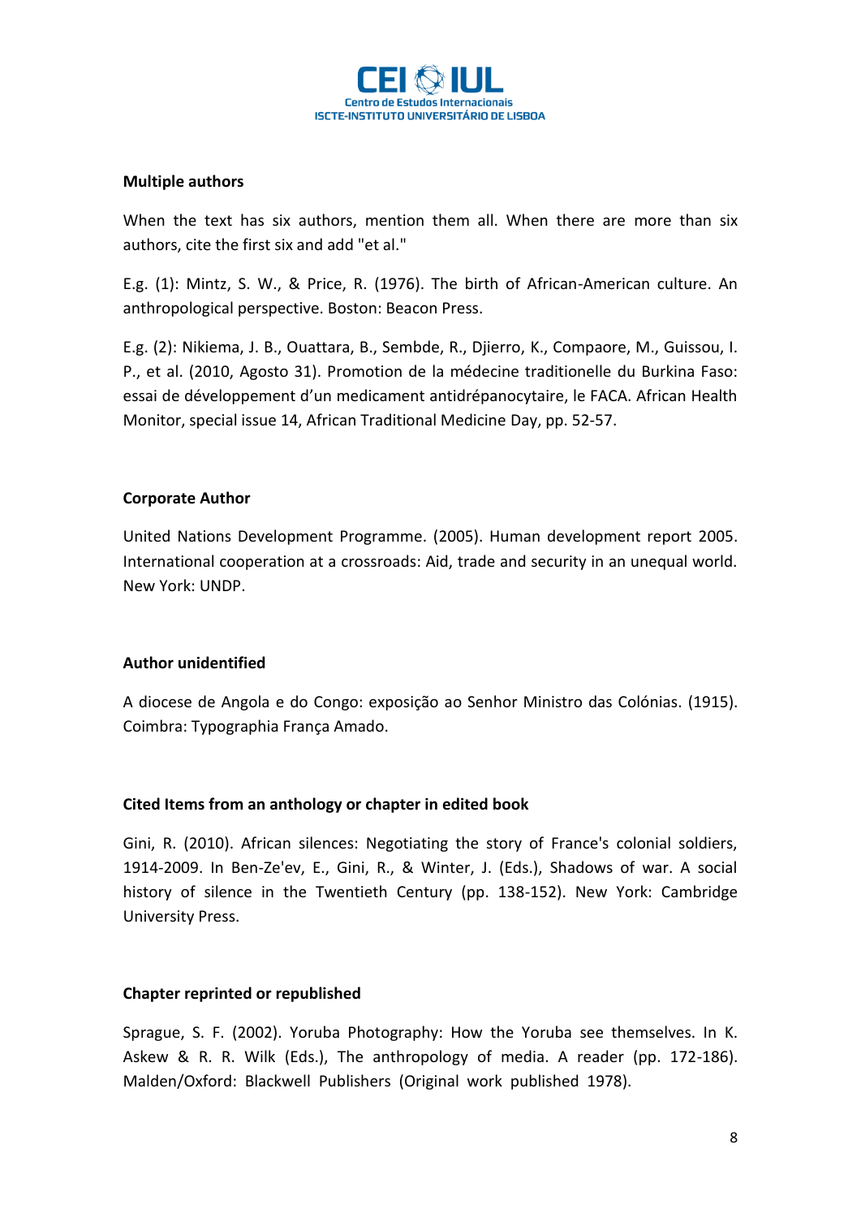**Multiple authors**

When the text has six authors, mention them all. When there are more than six authors, cite the first six and add "et al."

E.g. (1): Mintz, S. W., & Price, R. (1976). The birth of African-American culture. An anthropological perspective. Boston: Beacon Press.

E.g. (2): Nikiema, J. B., Ouattara, B., Sembde, R., Djierro, K., Compaore, M., Guissou, I. P., et al. (2010, Agosto 31). Promotion de la médecine traditionelle du Burkina Faso: essai de développement d'un medicament antidrépanocytaire, le FACA. African Health Monitor, special issue 14, African Traditional Medicine Day, pp. 52-57.

**Corporate Author**

United Nations Development Programme. (2005). Human development report 2005. International cooperation at a crossroads: Aid, trade and security in an unequal world. New York: UNDP.

**Author unidentified**

A diocese de Angola e do Congo: exposição ao Senhor Ministro das Colónias. (1915). Coimbra: Typographia França Amado.

**Cited Items from an anthology or chapter in edited book**

Gini, R. (2010). African silences: Negotiating the story of France's colonial soldiers, 1914-2009. In Ben-Ze'ev, E., Gini, R., & Winter, J. (Eds.), Shadows of war. A social history of silence in the Twentieth Century (pp. 138-152). New York: Cambridge University Press.

**Chapter reprinted or republished**

Sprague, S. F. (2002). Yoruba Photography: How the Yoruba see themselves. In K. Askew & R. R. Wilk (Eds.), The anthropology of media. A reader (pp. 172-186). Malden/Oxford: Blackwell Publishers (Original work published 1978).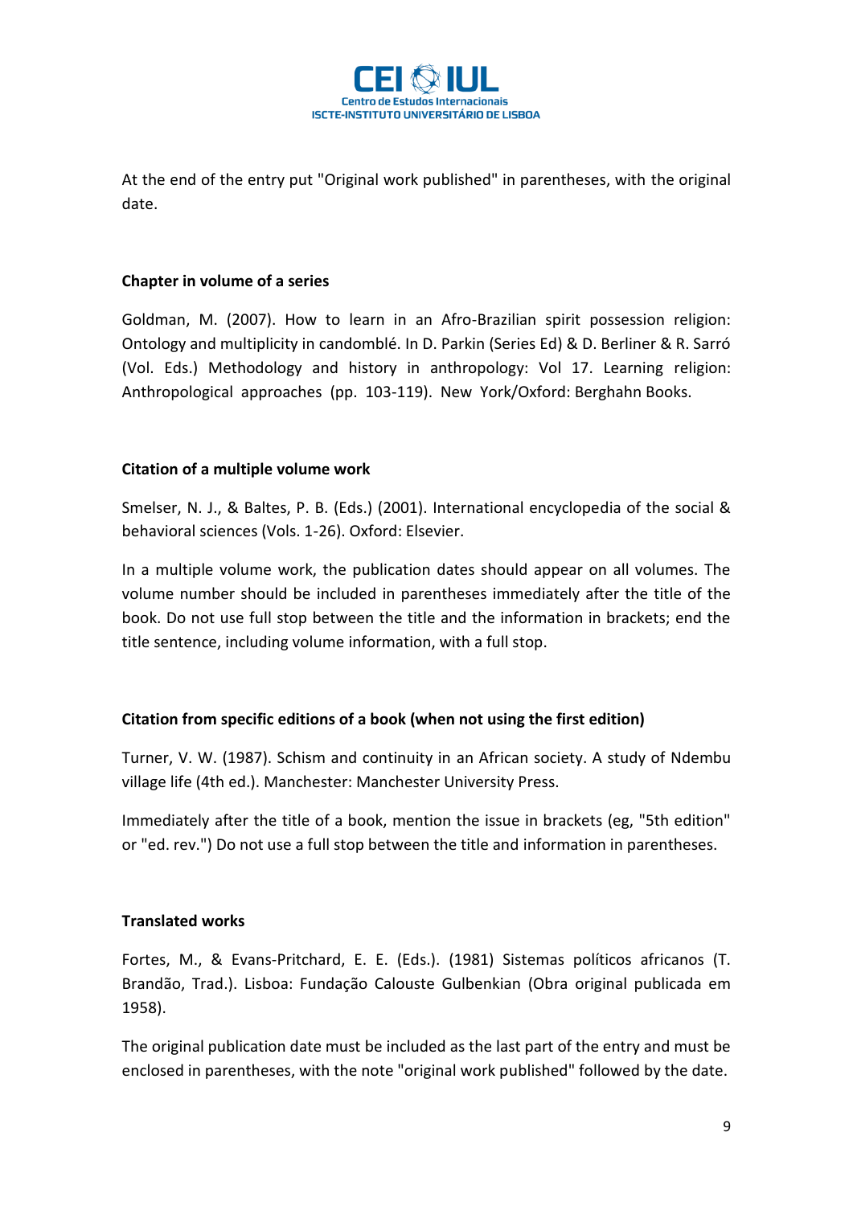At the end of the entry put "Original work published" in parentheses, with the original date.

**Chapter in volume of a series**

Goldman, M. (2007). How to learn in an Afro-Brazilian spirit possession religion: Ontology and multiplicity in candomblé. In D. Parkin (Series Ed) & D. Berliner & R. Sarró (Vol. Eds.) Methodology and history in anthropology: Vol 17. Learning religion: Anthropological approaches (pp. 103-119). New York/Oxford: Berghahn Books.

**Citation of a multiple volume work**

Smelser, N. J., & Baltes, P. B. (Eds.) (2001). International encyclopedia of the social & behavioral sciences (Vols. 1-26). Oxford: Elsevier.

In a multiple volume work, the publication dates should appear on all volumes. The volume number should be included in parentheses immediately after the title of the book. Do not use full stop between the title and the information in brackets; end the title sentence, including volume information, with a full stop.

**Citation from specific editions of a book (when not using the first edition)**

Turner, V. W. (1987). Schism and continuity in an African society. A study of Ndembu village life (4th ed.). Manchester: Manchester University Press.

Immediately after the title of a book, mention the issue in brackets (eg, "5th edition" or "ed. rev.") Do not use a full stop between the title and information in parentheses.

**Translated works**

Fortes, M., & Evans-Pritchard, E. E. (Eds.). (1981) Sistemas políticos africanos (T. Brandão, Trad.). Lisboa: Fundação Calouste Gulbenkian (Obra original publicada em 1958).

The original publication date must be included as the last part of the entry and must be enclosed in parentheses, with the note "original work published" followed by the date.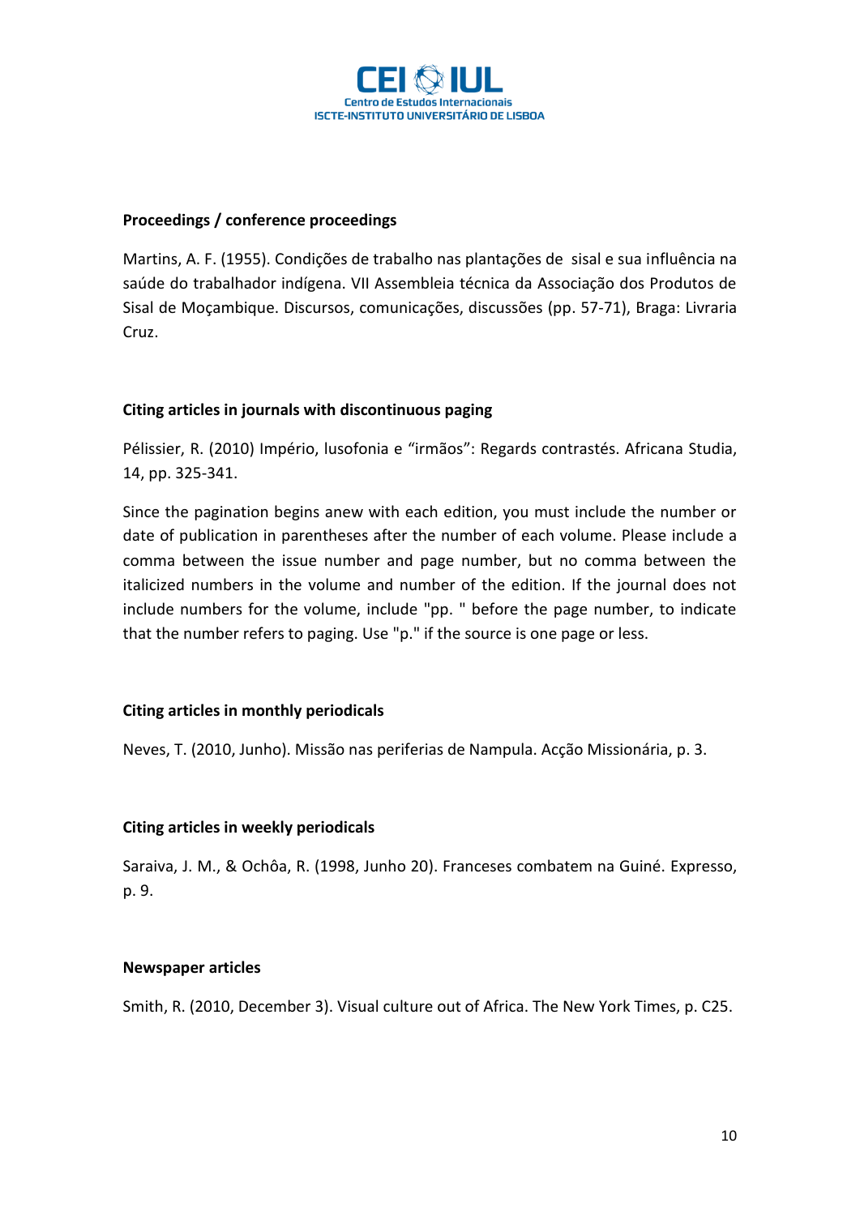**Proceedings / conference proceedings**

Martins, A. F. (1955). Condições de trabalho nas plantações de sisal e sua influência na saúde do trabalhador indígena. VII Assembleia técnica da Associação dos Produtos de Sisal de Moçambique. Discursos, comunicações, discussões (pp. 57-71), Braga: Livraria Cruz.

**Citing articles in journals with discontinuous paging**

Pélissier, R. (2010) Império, lusofonia e "irmãos": Regards contrastés. Africana Studia, 14, pp. 325-341.

Since the pagination begins anew with each edition, you must include the number or date of publication in parentheses after the number of each volume. Please include a comma between the issue number and page number, but no comma between the italicized numbers in the volume and number of the edition. If the journal does not include numbers for the volume, include "pp. " before the page number, to indicate that the number refers to paging. Use "p." if the source is one page or less.

**Citing articles in monthly periodicals**

Neves, T. (2010, Junho). Missão nas periferias de Nampula. Acção Missionária, p. 3.

**Citing articles in weekly periodicals**

Saraiva, J. M., & Ochôa, R. (1998, Junho 20). Franceses combatem na Guiné. Expresso, p. 9.

**Newspaper articles**

Smith, R. (2010, December 3). Visual culture out of Africa. The New York Times, p. C25.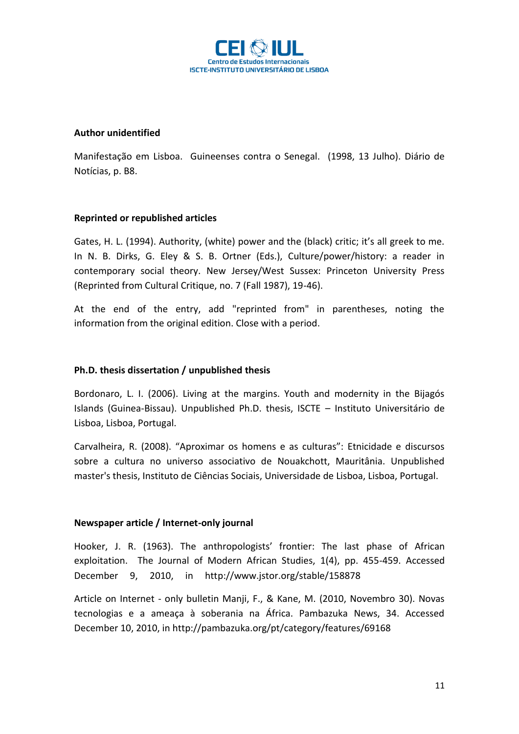**Author unidentified**

Manifestação em Lisboa. Guineenses contra o Senegal. (1998, 13 Julho). Diário de Notícias, p. B8.

**Reprinted or republished articles**

Gates, H. L. (1994). Authority, (white) power and the (black) critic; it's all greek to me. In N. B. Dirks, G. Eley & S. B. Ortner (Eds.), Culture/power/history: a reader in contemporary social theory. New Jersey/West Sussex: Princeton University Press (Reprinted from Cultural Critique, no. 7 (Fall 1987), 19-46).

At the end of the entry, add "reprinted from" in parentheses, noting the information from the original edition. Close with a period.

**Ph.D. thesis dissertation / unpublished thesis**

Bordonaro, L. I. (2006). Living at the margins. Youth and modernity in the Bijagós Islands (Guinea-Bissau). Unpublished Ph.D. thesis, ISCTE – Instituto Universitário de Lisboa, Lisboa, Portugal.

Carvalheira, R. (2008). "Aproximar os homens e as culturas": Etnicidade e discursos sobre a cultura no universo associativo de Nouakchott, Mauritânia. Unpublished master's thesis, Instituto de Ciências Sociais, Universidade de Lisboa, Lisboa, Portugal.

**Newspaper article / Internet-only journal**

Hooker, J. R. (1963). The anthropologists' frontier: The last phase of African exploitation. The Journal of Modern African Studies, 1(4), pp. 455-459. Accessed December 9, 2010, in http://www.jstor.org/stable/158878

Article on Internet - only bulletin Manji, F., & Kane, M. (2010, Novembro 30). Novas tecnologias e a ameaça à soberania na África. Pambazuka News, 34. Accessed December 10, 2010, in http://pambazuka.org/pt/category/features/69168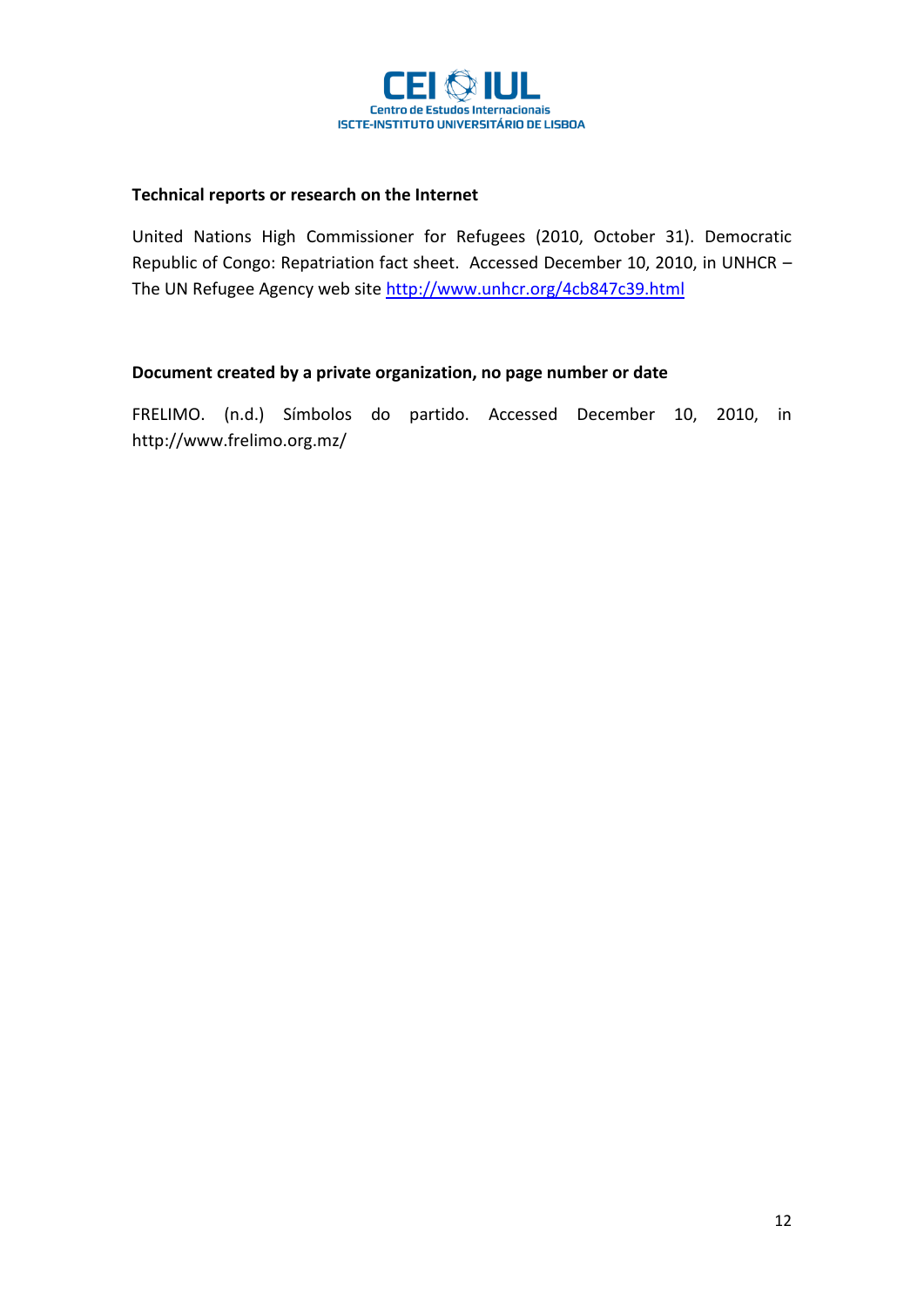**Technical reports or research on the Internet**

United Nations High Commissioner for Refugees (2010, October 31). Democratic Republic of Congo: Repatriation fact sheet. Accessed December 10, 2010, in UNHCR – The UN Refugee Agency web site http://www.unhcr.org/4cb847c39.html

**Document created by a private organization, no page number or date**

FRELIMO. (n.d.) Símbolos do partido. Accessed December 10, 2010, in http://www.frelimo.org.mz/